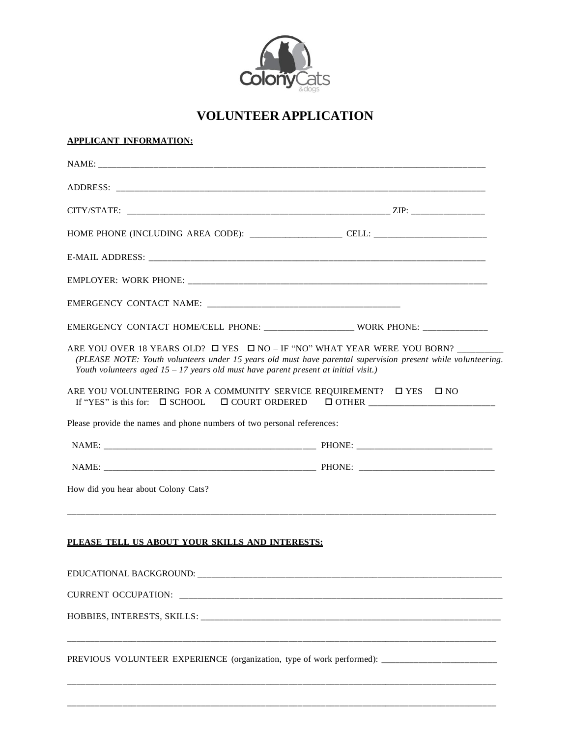# VOLUNTEER APPLICATION

**APPLICANT INFORMATION:**

NAME: ____________________________________________________________________________________

ADDRESS: _________________________________________________________________________________

CITY/STATE: ___________________________________________________________ ZIP: ________________

HOME PHONE (INCLUDING AREA CODE): ____________________ CELL: _________________________

E-MAIL ADDRESS: ___________________________________________________________________________

EMPLOYER: WORK PHONE: ____________________________________________________________________

EMERGENCY CONTACT NAME: __________________________________________

EMERGENCY CONTACT HOME/CELL PHONE: ___________________ WORK PHONE: ______________

ARE YOU OVER 18 YEARS OLD? ☐ YES ☐ NO – IF "NO" WHAT YEAR WERE YOU BORN? __________
*(PLEASE NOTE: Youth volunteers under 15 years old must have parental supervision present while volunteering. Youth volunteers aged 15 – 17 years old must have parent present at initial visit.)*

ARE YOU VOLUNTEERING FOR A COMMUNITY SERVICE REQUIREMENT? ☐ YES ☐ NO
If "YES" is this for: ☐ SCHOOL ☐ COURT ORDERED ☐ OTHER ____________________________

Please provide the names and phone numbers of two personal references:

NAME: _______________________________________________ PHONE: ______________________________

NAME: _______________________________________________ PHONE: ______________________________

How did you hear about Colony Cats?

_____________________________________________________________________________________________

**PLEASE TELL US ABOUT YOUR SKILLS AND INTERESTS:**

EDUCATIONAL BACKGROUND: __________________________________________________________________

CURRENT OCCUPATION: _____________________________________________________________________

HOBBIES, INTERESTS, SKILLS: _______________________________________________________________

_____________________________________________________________________________________________

PREVIOUS VOLUNTEER EXPERIENCE (organization, type of work performed): _________________________

_____________________________________________________________________________________________

_____________________________________________________________________________________________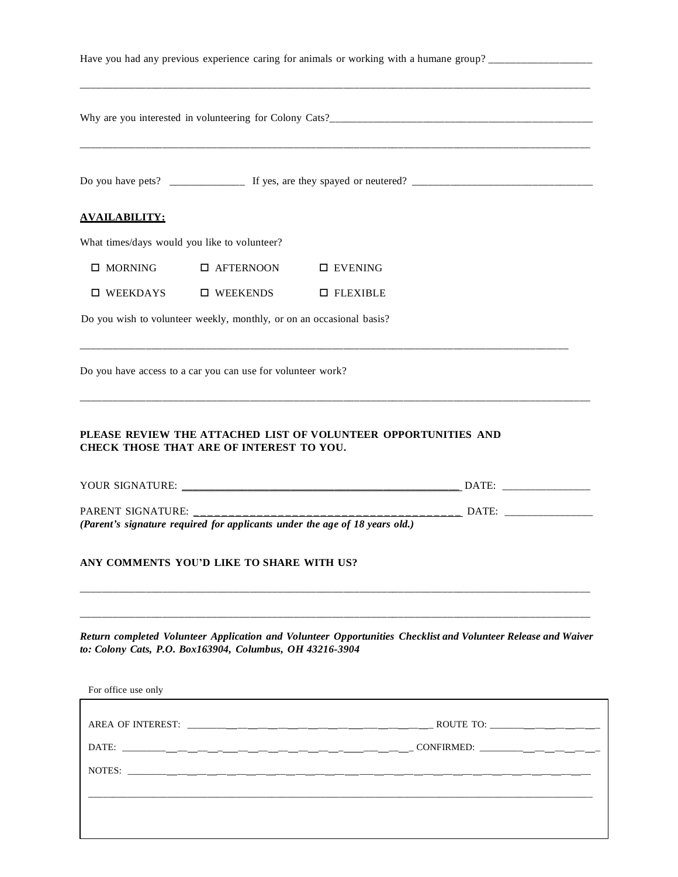Have you had any previous experience caring for animals or working with a humane group? ___________________

______________________________________________________________________________________________

Why are you interested in volunteering for Colony Cats?_________________________________________________

______________________________________________________________________________________________

Do you have pets? ______________ If yes, are they spayed or neutered? _________________________________

**AVAILABILITY:**

What times/days would you like to volunteer?

☐ MORNING ☐ AFTERNOON ☐ EVENING

☐ WEEKDAYS ☐ WEEKENDS ☐ FLEXIBLE

Do you wish to volunteer weekly, monthly, or on an occasional basis?

______________________________________________________________________________________________

Do you have access to a car you can use for volunteer work?

______________________________________________________________________________________________

**PLEASE REVIEW THE ATTACHED LIST OF VOLUNTEER OPPORTUNITIES AND CHECK THOSE THAT ARE OF INTEREST TO YOU.**

YOUR SIGNATURE: ___________________________________________________ DATE: ________________

PARENT SIGNATURE: ________________________________________________ DATE: ________________

***(Parent's signature required for applicants under the age of 18 years old.)***

**ANY COMMENTS YOU'D LIKE TO SHARE WITH US?**

______________________________________________________________________________________________

______________________________________________________________________________________________

***Return completed Volunteer Application and Volunteer Opportunities Checklist and Volunteer Release and Waiver to: Colony Cats, P.O. Box163904, Columbus, OH 43216-3904***

For office use only

AREA OF INTEREST: ______________________________________________ ROUTE TO: ____________________

DATE: _______________________________________________________ CONFIRMED: ____________________

NOTES: _______________________________________________________________________________________

______________________________________________________________________________________________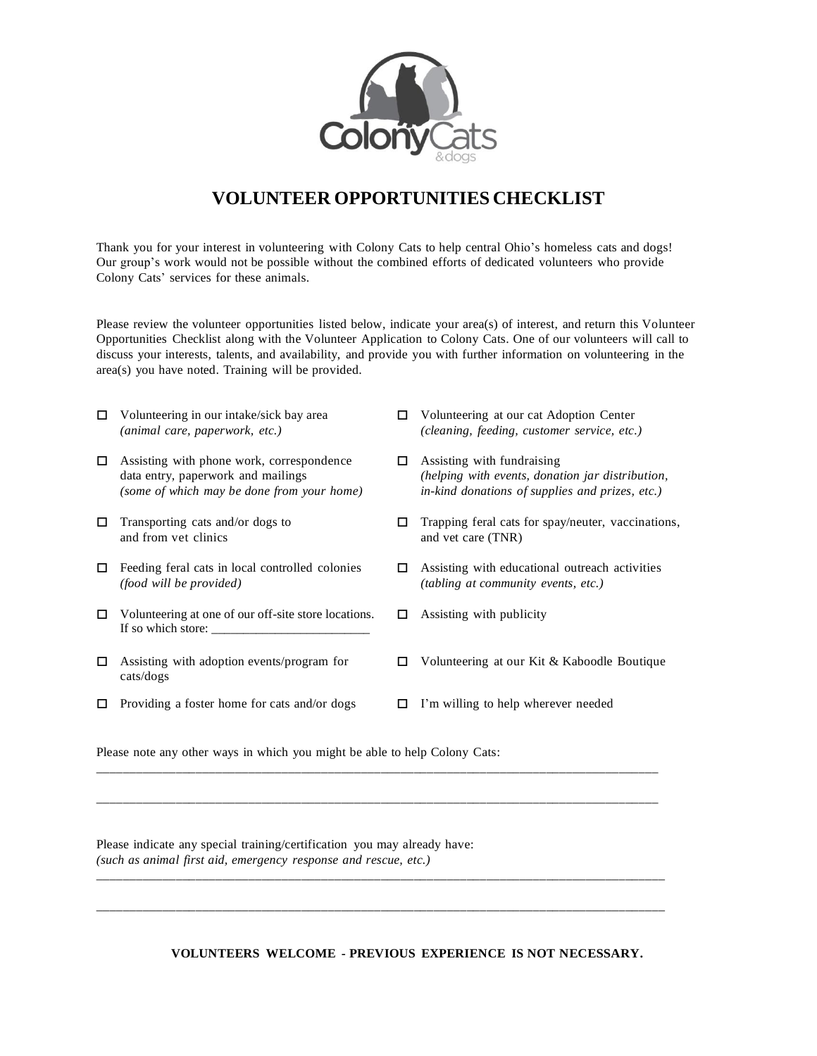# VOLUNTEER OPPORTUNITIES CHECKLIST

Thank you for your interest in volunteering with Colony Cats to help central Ohio's homeless cats and dogs! Our group's work would not be possible without the combined efforts of dedicated volunteers who provide Colony Cats' services for these animals.

Please review the volunteer opportunities listed below, indicate your area(s) of interest, and return this Volunteer Opportunities Checklist along with the Volunteer Application to Colony Cats. One of our volunteers will call to discuss your interests, talents, and availability, and provide you with further information on volunteering in the area(s) you have noted. Training will be provided.

- ☐ Volunteering in our intake/sick bay area *(animal care, paperwork, etc.)*
- ☐ Assisting with phone work, correspondence data entry, paperwork and mailings *(some of which may be done from your home)*
- ☐ Transporting cats and/or dogs to and from vet clinics
- ☐ Feeding feral cats in local controlled colonies *(food will be provided)*
- ☐ Volunteering at one of our off-site store locations. If so which store: ________________________
- ☐ Assisting with adoption events/program for cats/dogs
- ☐ Providing a foster home for cats and/or dogs
- ☐ Volunteering at our cat Adoption Center *(cleaning, feeding, customer service, etc.)*
- ☐ Assisting with fundraising *(helping with events, donation jar distribution, in-kind donations of supplies and prizes, etc.)*
- ☐ Trapping feral cats for spay/neuter, vaccinations, and vet care (TNR)
- ☐ Assisting with educational outreach activities *(tabling at community events, etc.)*
- ☐ Assisting with publicity
- ☐ Volunteering at our Kit & Kaboodle Boutique
- ☐ I'm willing to help wherever needed

Please note any other ways in which you might be able to help Colony Cats:

______________________________________________________________________________________

______________________________________________________________________________________

Please indicate any special training/certification you may already have:
*(such as animal first aid, emergency response and rescue, etc.)*

______________________________________________________________________________________

______________________________________________________________________________________

**VOLUNTEERS WELCOME - PREVIOUS EXPERIENCE IS NOT NECESSARY.**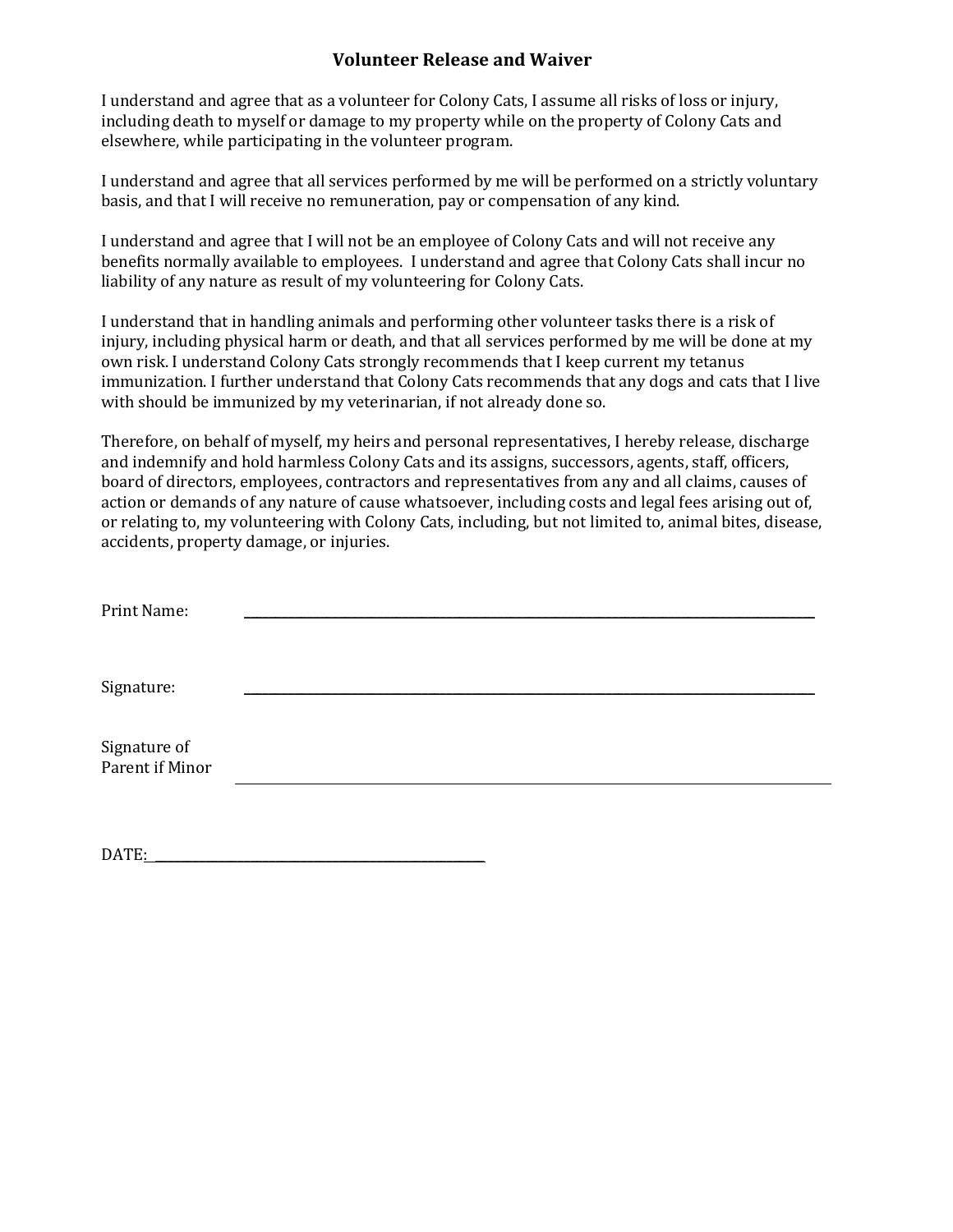# Volunteer Release and Waiver

I understand and agree that as a volunteer for Colony Cats, I assume all risks of loss or injury, including death to myself or damage to my property while on the property of Colony Cats and elsewhere, while participating in the volunteer program.

I understand and agree that all services performed by me will be performed on a strictly voluntary basis, and that I will receive no remuneration, pay or compensation of any kind.

I understand and agree that I will not be an employee of Colony Cats and will not receive any benefits normally available to employees. I understand and agree that Colony Cats shall incur no liability of any nature as result of my volunteering for Colony Cats.

I understand that in handling animals and performing other volunteer tasks there is a risk of injury, including physical harm or death, and that all services performed by me will be done at my own risk. I understand Colony Cats strongly recommends that I keep current my tetanus immunization. I further understand that Colony Cats recommends that any dogs and cats that I live with should be immunized by my veterinarian, if not already done so.

Therefore, on behalf of myself, my heirs and personal representatives, I hereby release, discharge and indemnify and hold harmless Colony Cats and its assigns, successors, agents, staff, officers, board of directors, employees, contractors and representatives from any and all claims, causes of action or demands of any nature of cause whatsoever, including costs and legal fees arising out of, or relating to, my volunteering with Colony Cats, including, but not limited to, animal bites, disease, accidents, property damage, or injuries.

Print Name: ______________________________________________

Signature: ______________________________________________

Signature of Parent if Minor ______________________________________________

DATE: ______________________________